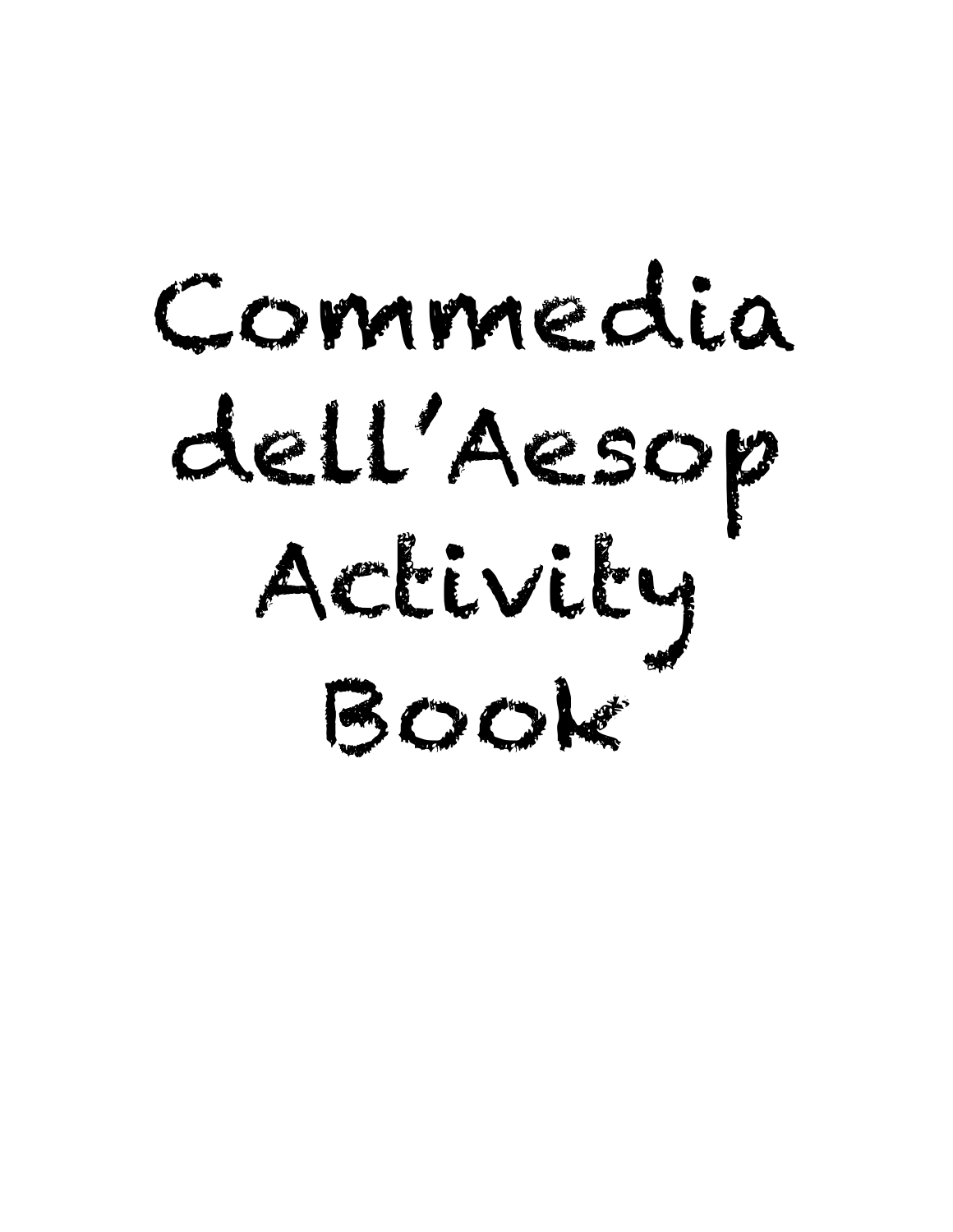# Commedia dell'Aesop Activity Book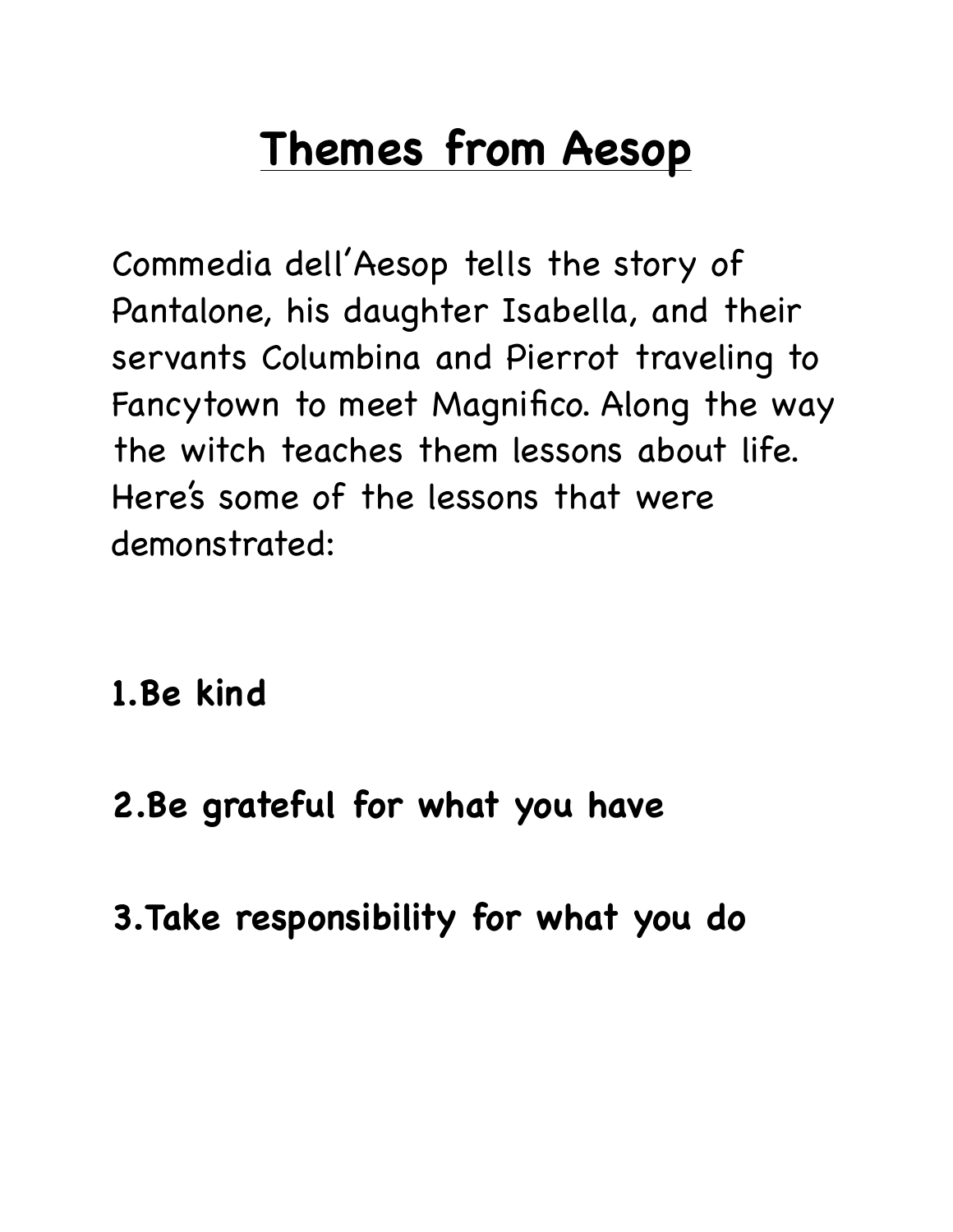# Themes from Aesop

Commedia dell'Aesop tells the story of Pantalone, his daughter Isabella, and their servants Columbina and Pierrot traveling to Fancytown to meet Magnifico. Along the way the witch teaches them lessons about life. Here's some of the lessons that were demonstrated:

**1.Be kind**

**2.Be grateful for what you have**

**3.Take responsibility for what you do**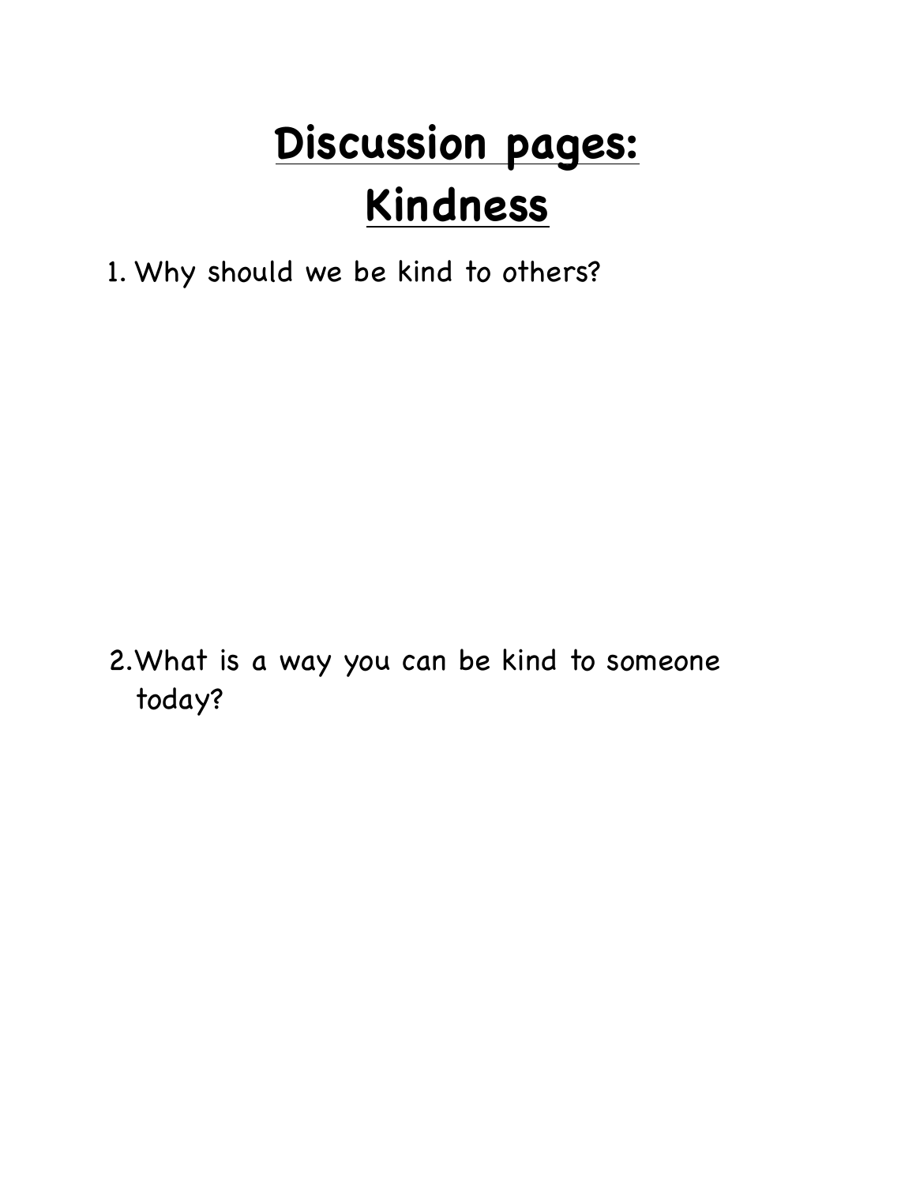# Discussion pages:
# Kindness

1. Why should we be kind to others?

2. What is a way you can be kind to someone today?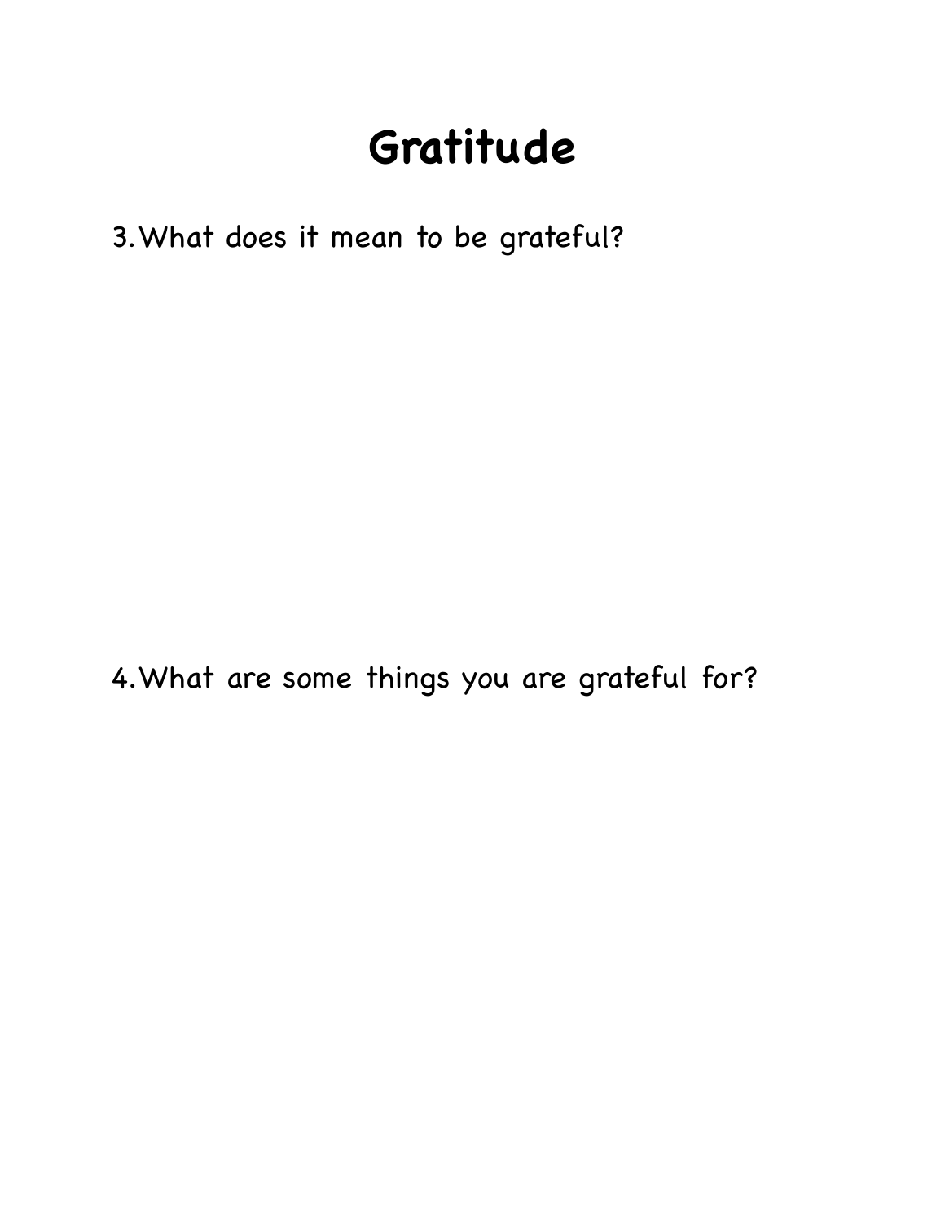# Gratitude

3. What does it mean to be grateful?

4. What are some things you are grateful for?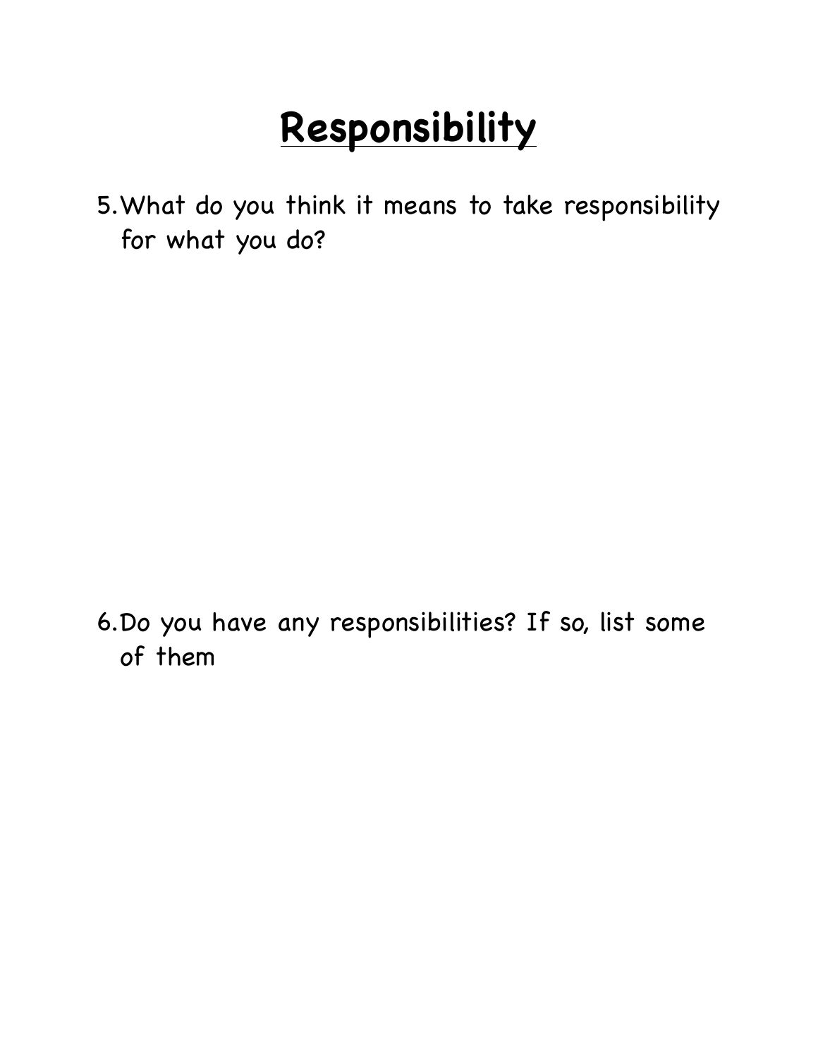# Responsibility

5. What do you think it means to take responsibility for what you do?

6. Do you have any responsibilities? If so, list some of them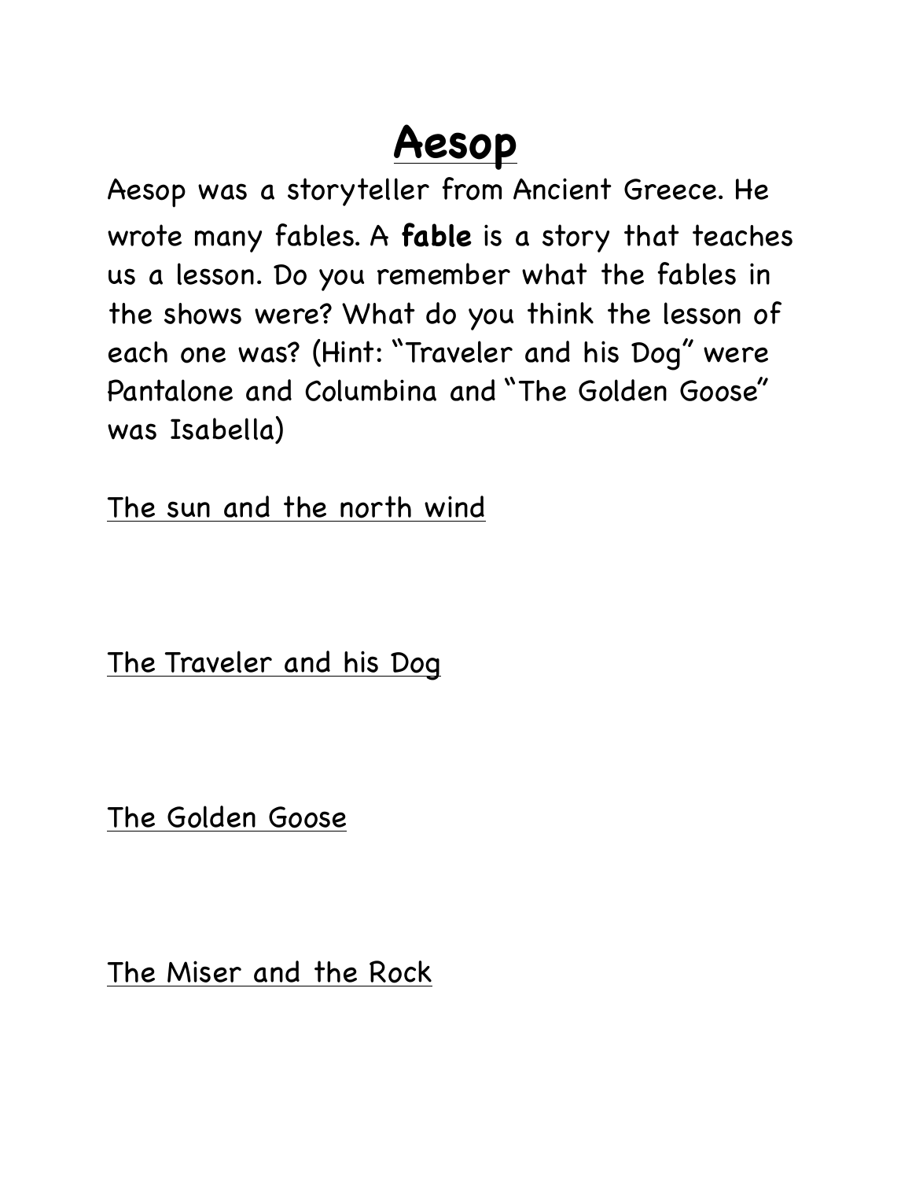# Aesop

Aesop was a storyteller from Ancient Greece. He wrote many fables. A **fable** is a story that teaches us a lesson. Do you remember what the fables in the shows were? What do you think the lesson of each one was? (Hint: "Traveler and his Dog" were Pantalone and Columbina and "The Golden Goose" was Isabella)

The sun and the north wind

The Traveler and his Dog

The Golden Goose

The Miser and the Rock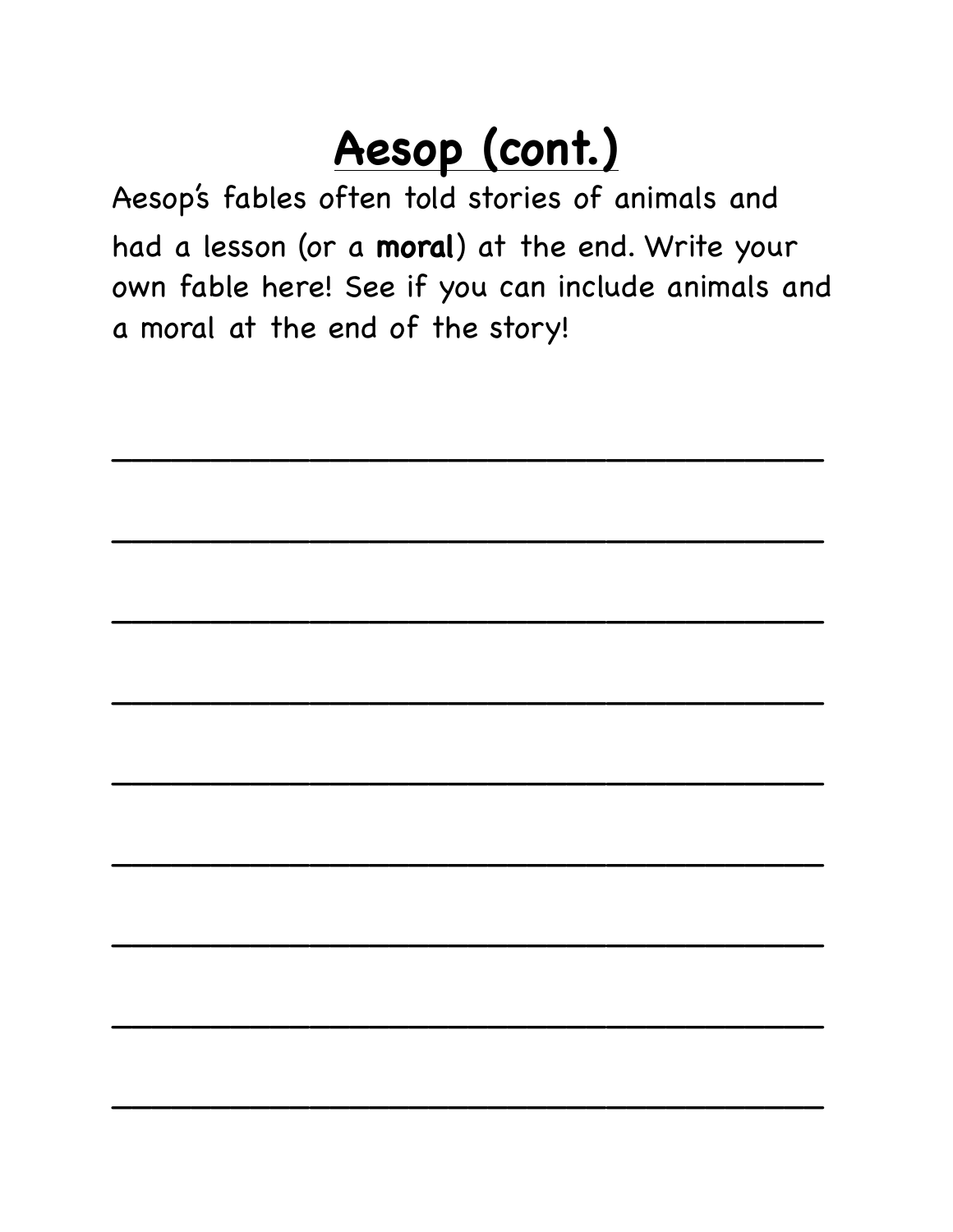# Aesop (cont.)

Aesop's fables often told stories of animals and had a lesson (or a **moral**) at the end. Write your own fable here! See if you can include animals and a moral at the end of the story!

\_\_\_\_\_\_\_\_\_\_\_\_\_\_\_\_\_\_\_\_\_\_\_\_\_\_\_\_\_\_\_\_\_\_\_\_\_\_\_\_

\_\_\_\_\_\_\_\_\_\_\_\_\_\_\_\_\_\_\_\_\_\_\_\_\_\_\_\_\_\_\_\_\_\_\_\_\_\_\_\_

\_\_\_\_\_\_\_\_\_\_\_\_\_\_\_\_\_\_\_\_\_\_\_\_\_\_\_\_\_\_\_\_\_\_\_\_\_\_\_\_

\_\_\_\_\_\_\_\_\_\_\_\_\_\_\_\_\_\_\_\_\_\_\_\_\_\_\_\_\_\_\_\_\_\_\_\_\_\_\_\_

\_\_\_\_\_\_\_\_\_\_\_\_\_\_\_\_\_\_\_\_\_\_\_\_\_\_\_\_\_\_\_\_\_\_\_\_\_\_\_\_

\_\_\_\_\_\_\_\_\_\_\_\_\_\_\_\_\_\_\_\_\_\_\_\_\_\_\_\_\_\_\_\_\_\_\_\_\_\_\_\_

\_\_\_\_\_\_\_\_\_\_\_\_\_\_\_\_\_\_\_\_\_\_\_\_\_\_\_\_\_\_\_\_\_\_\_\_\_\_\_\_

\_\_\_\_\_\_\_\_\_\_\_\_\_\_\_\_\_\_\_\_\_\_\_\_\_\_\_\_\_\_\_\_\_\_\_\_\_\_\_\_

\_\_\_\_\_\_\_\_\_\_\_\_\_\_\_\_\_\_\_\_\_\_\_\_\_\_\_\_\_\_\_\_\_\_\_\_\_\_\_\_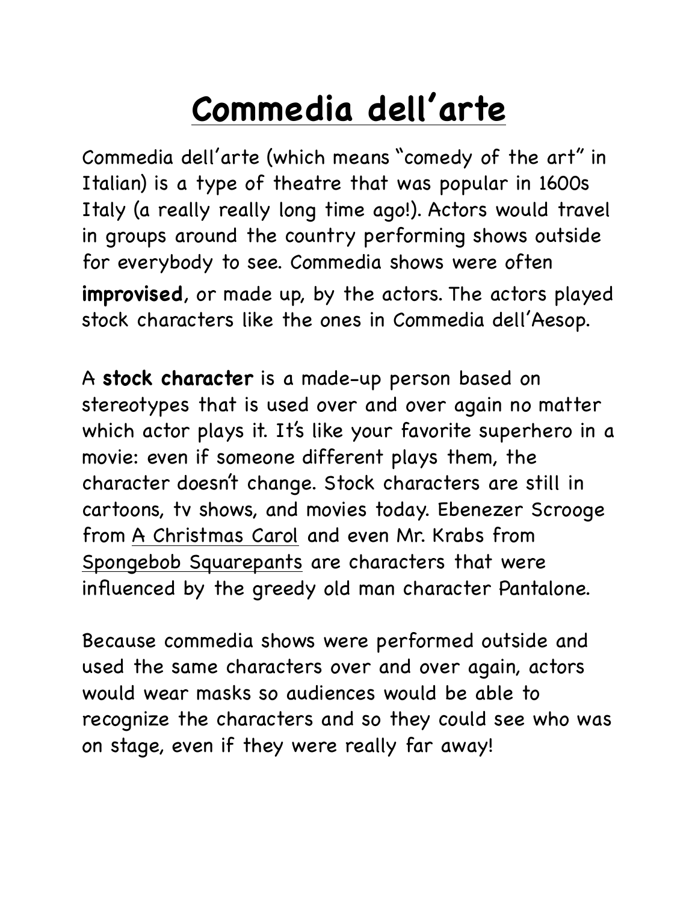# Commedia dell'arte

Commedia dell'arte (which means "comedy of the art" in Italian) is a type of theatre that was popular in 1600s Italy (a really really long time ago!). Actors would travel in groups around the country performing shows outside for everybody to see. Commedia shows were often **improvised**, or made up, by the actors. The actors played stock characters like the ones in Commedia dell'Aesop.

A **stock character** is a made-up person based on stereotypes that is used over and over again no matter which actor plays it. It's like your favorite superhero in a movie: even if someone different plays them, the character doesn't change. Stock characters are still in cartoons, tv shows, and movies today. Ebenezer Scrooge from <u>A Christmas Carol</u> and even Mr. Krabs from <u>Spongebob Squarepants</u> are characters that were influenced by the greedy old man character Pantalone.

Because commedia shows were performed outside and used the same characters over and over again, actors would wear masks so audiences would be able to recognize the characters and so they could see who was on stage, even if they were really far away!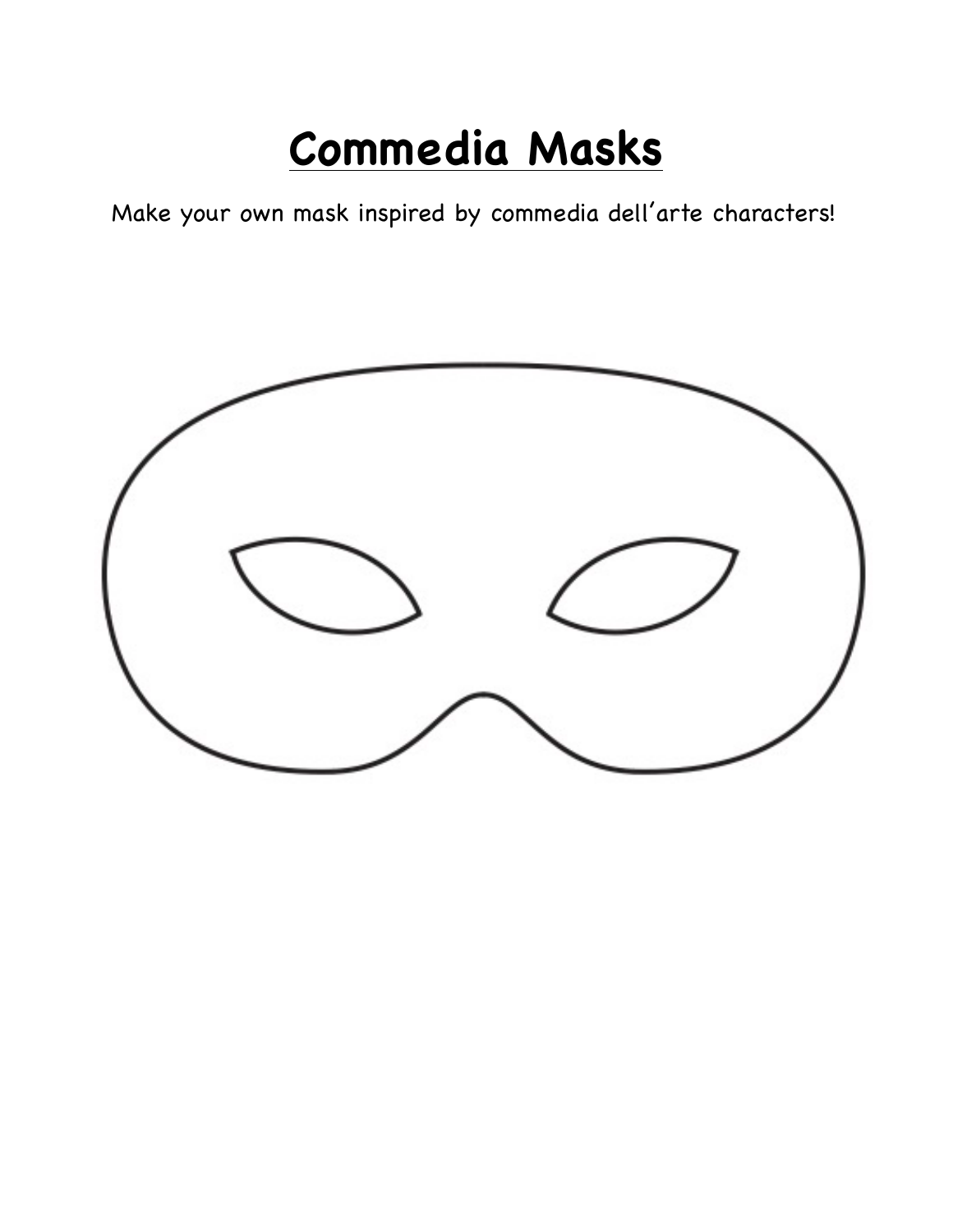# Commedia Masks

Make your own mask inspired by commedia dell'arte characters!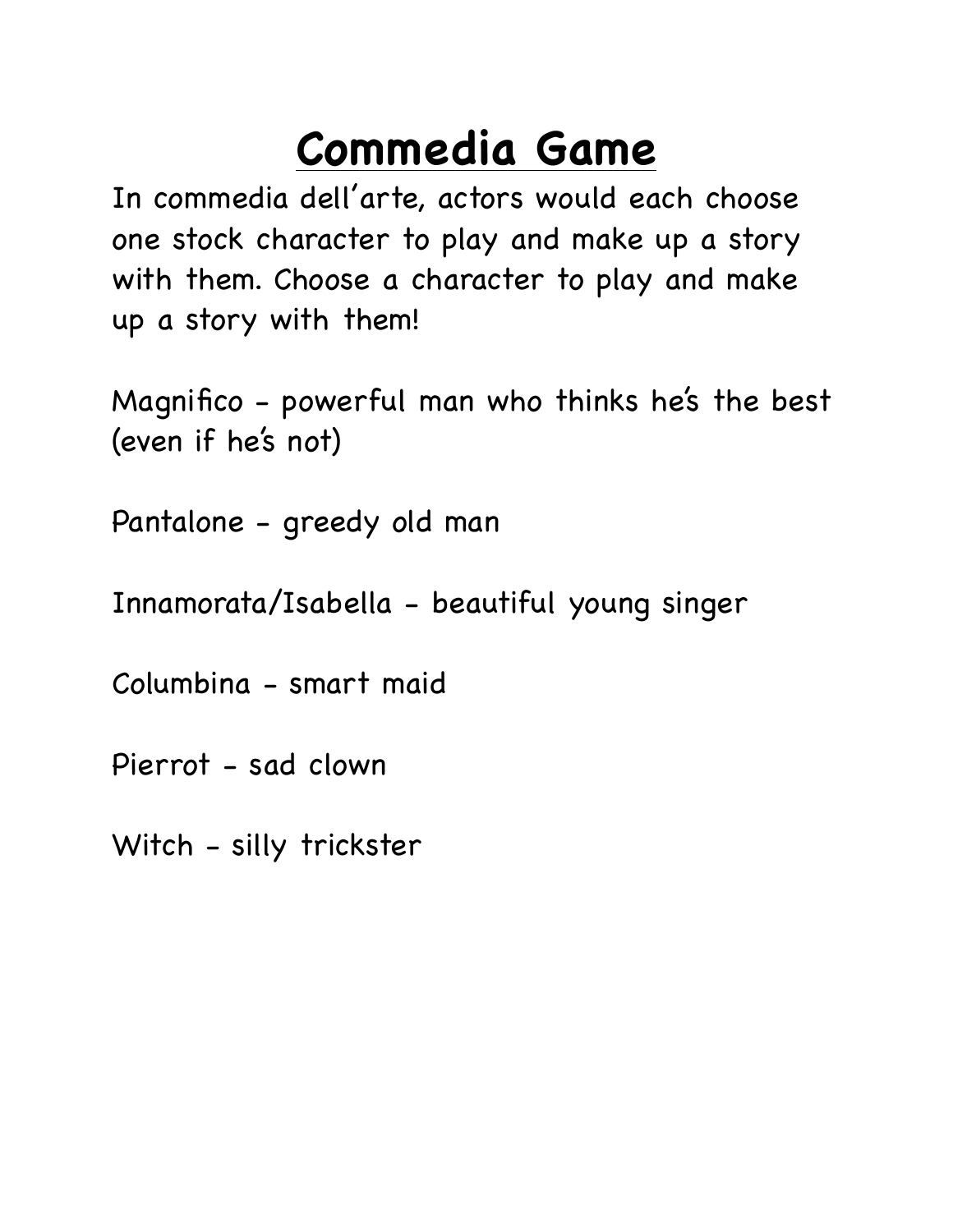# Commedia Game

In commedia dell'arte, actors would each choose one stock character to play and make up a story with them. Choose a character to play and make up a story with them!

Magnifico - powerful man who thinks he's the best (even if he's not)

Pantalone - greedy old man

Innamorata/Isabella - beautiful young singer

Columbina - smart maid

Pierrot - sad clown

Witch - silly trickster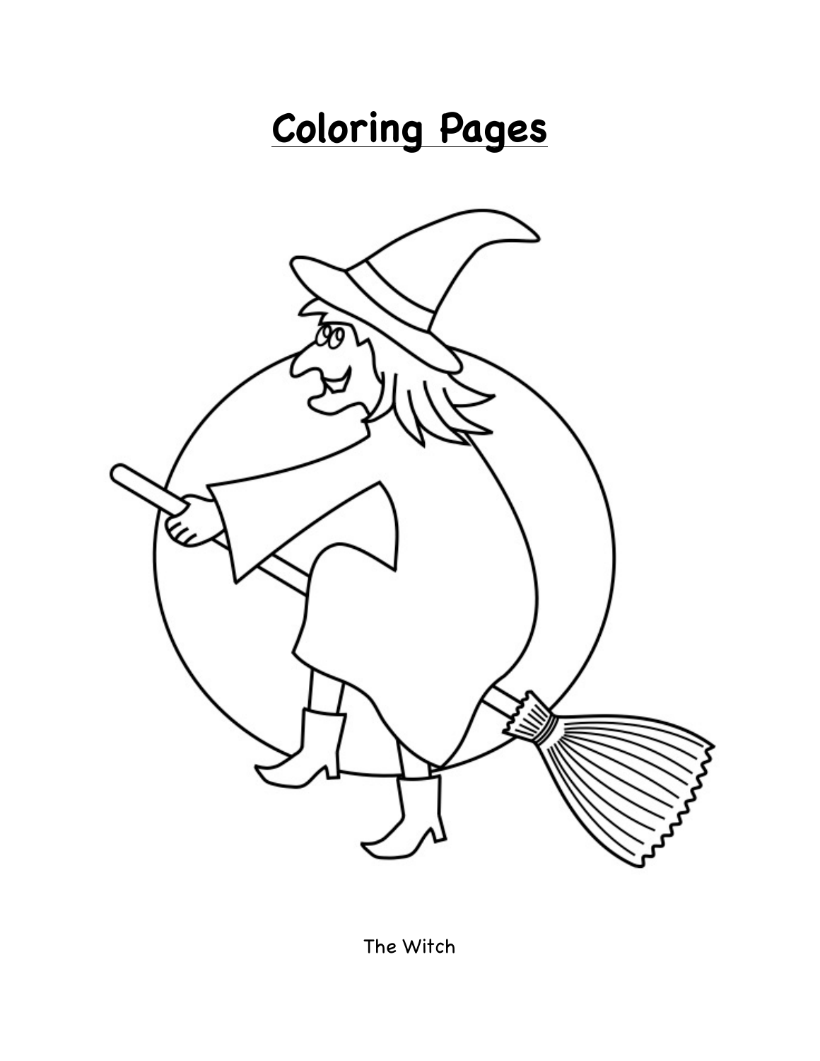# Coloring Pages

The Witch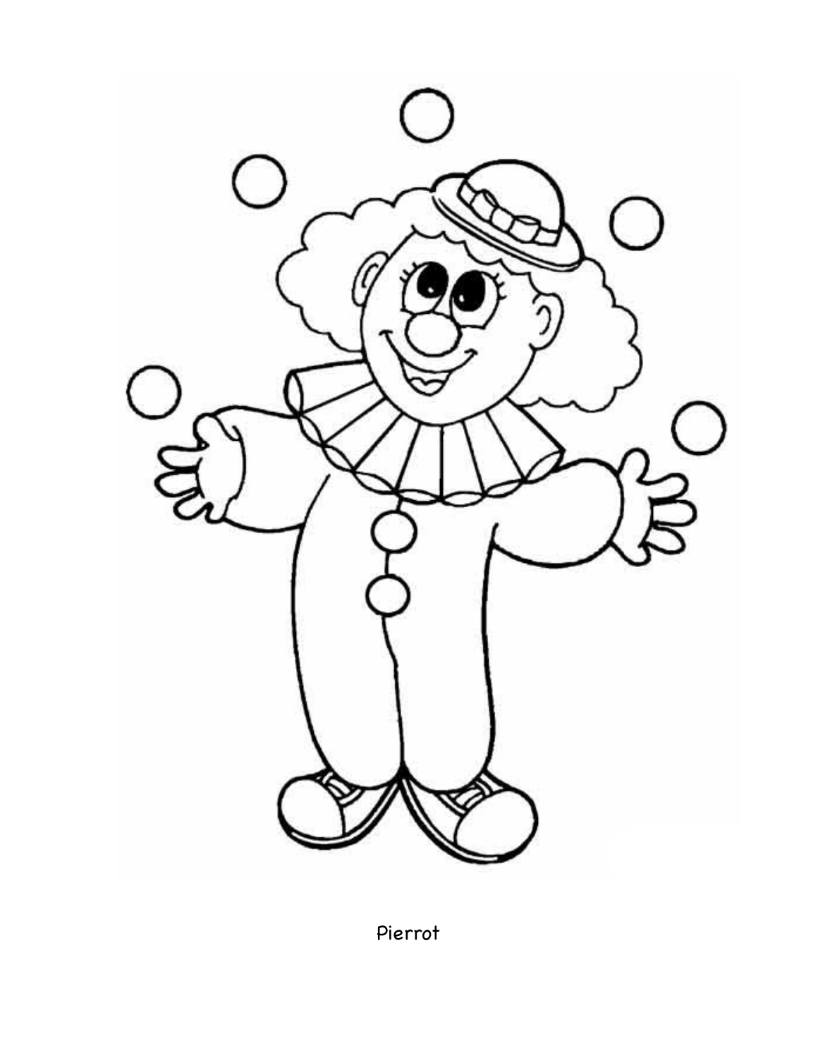Pierrot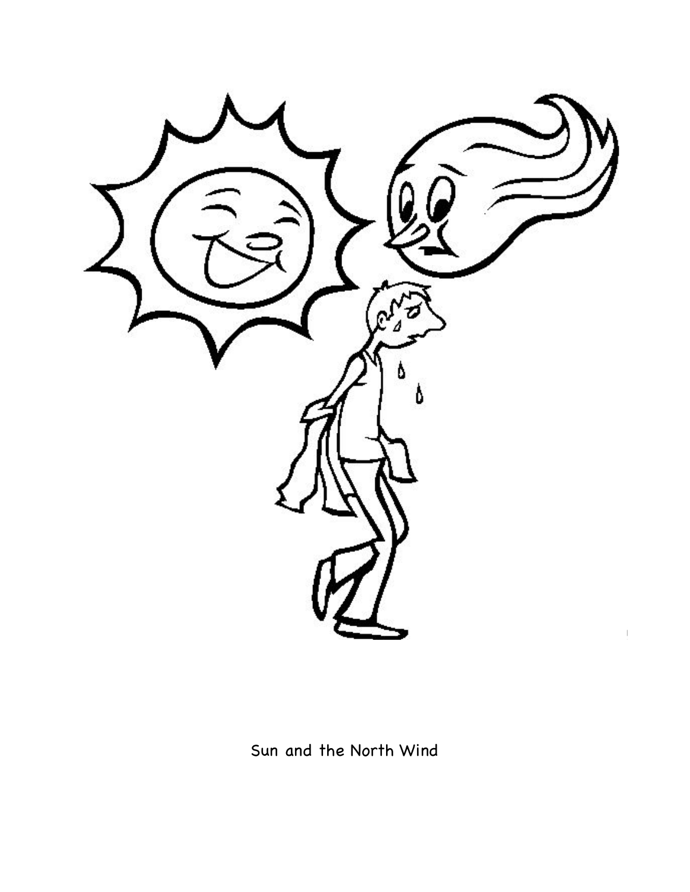Sun and the North Wind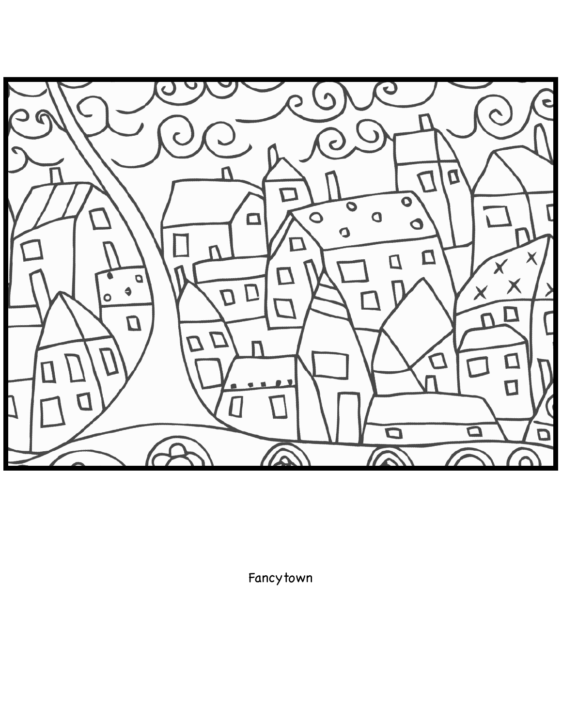Fancytown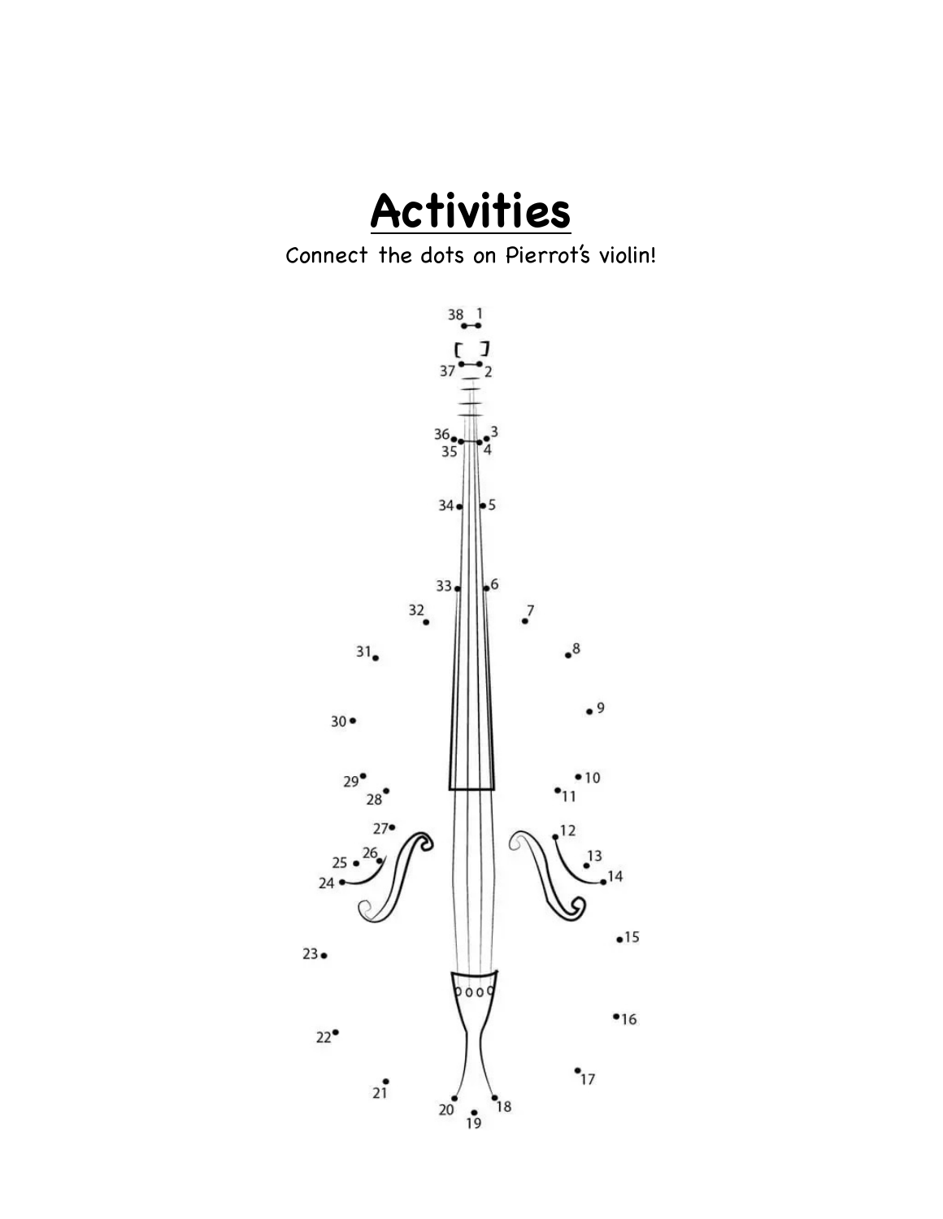# Activities

Connect the dots on Pierrot's violin!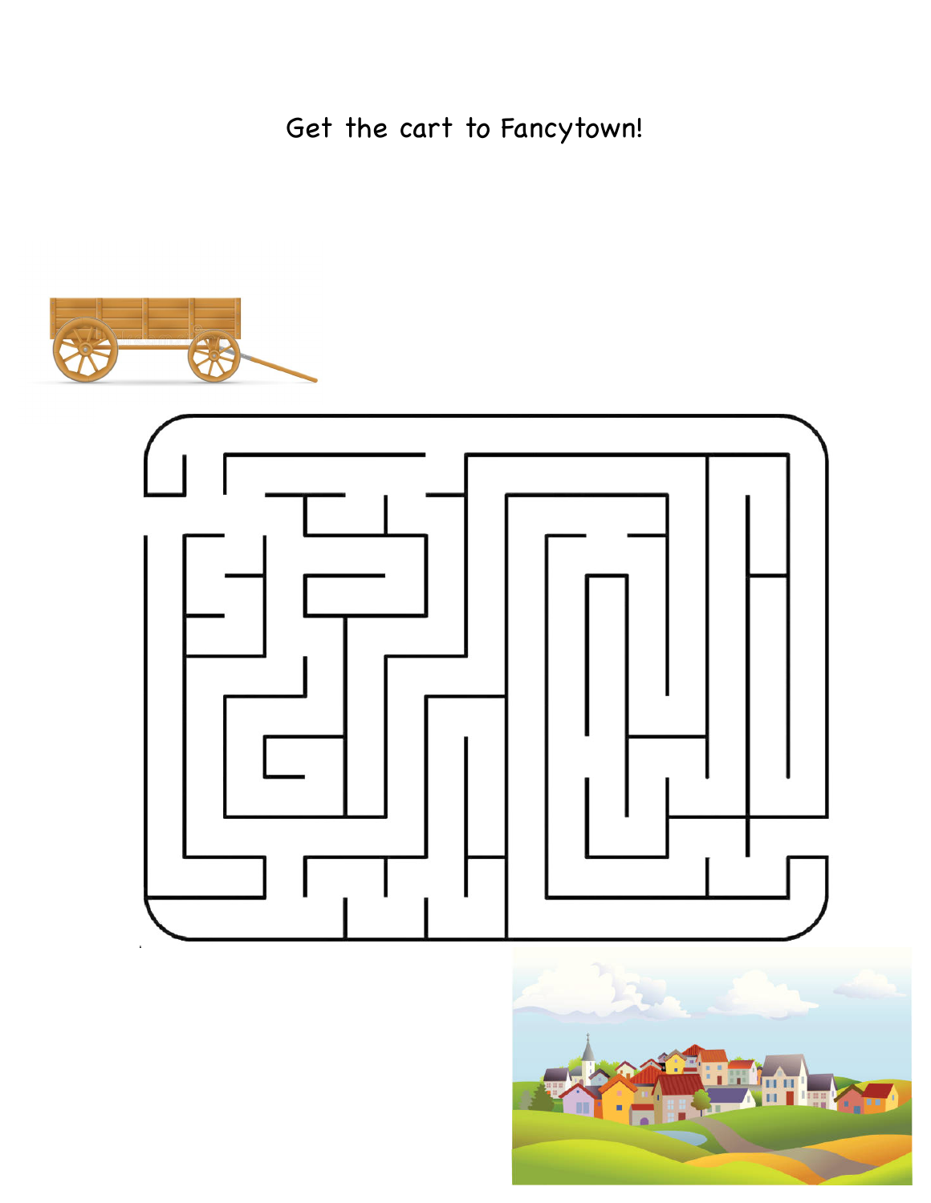Get the cart to Fancytown!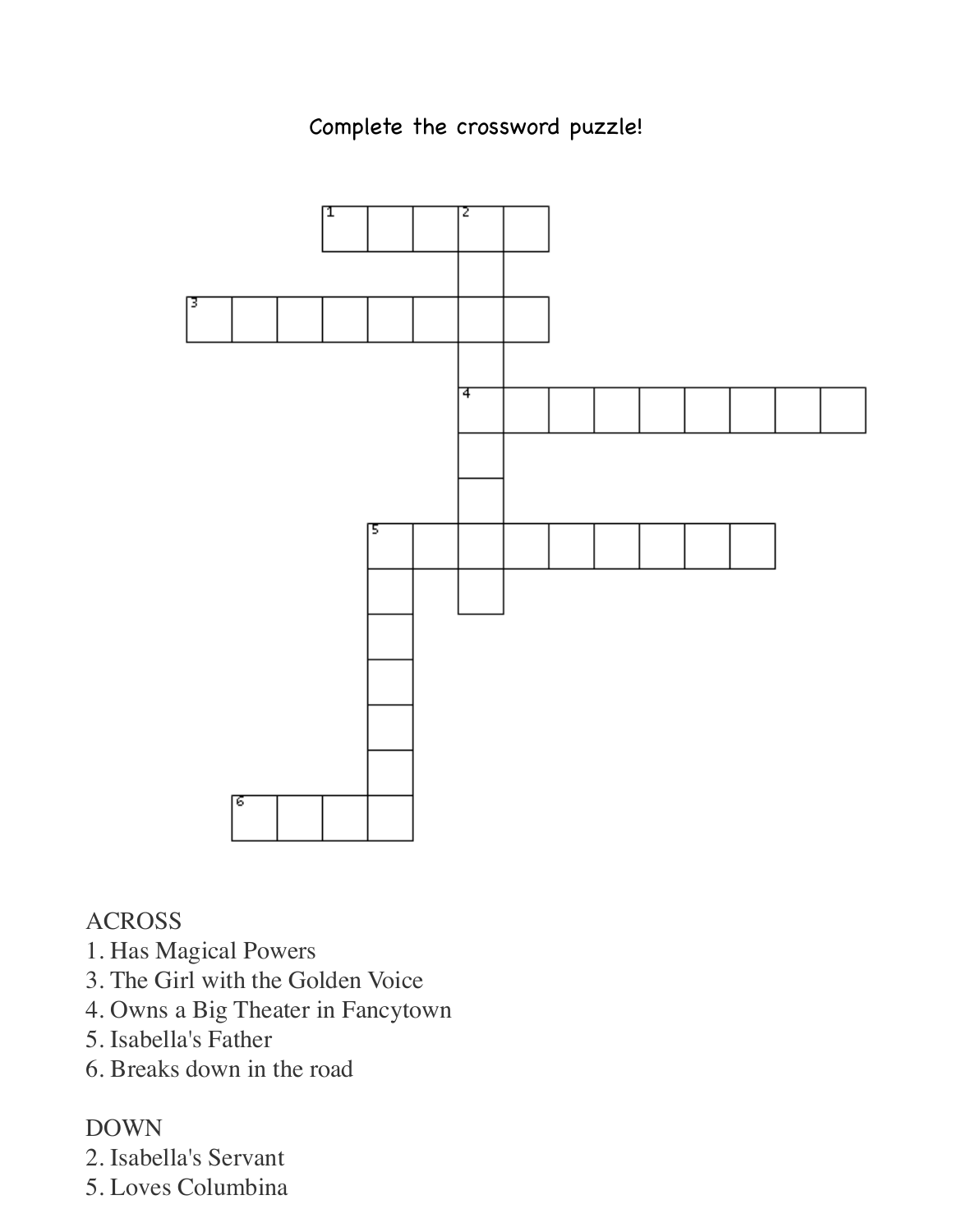Complete the crossword puzzle!

ACROSS
1. Has Magical Powers
3. The Girl with the Golden Voice
4. Owns a Big Theater in Fancytown
5. Isabella's Father
6. Breaks down in the road

DOWN
2. Isabella's Servant
5. Loves Columbina